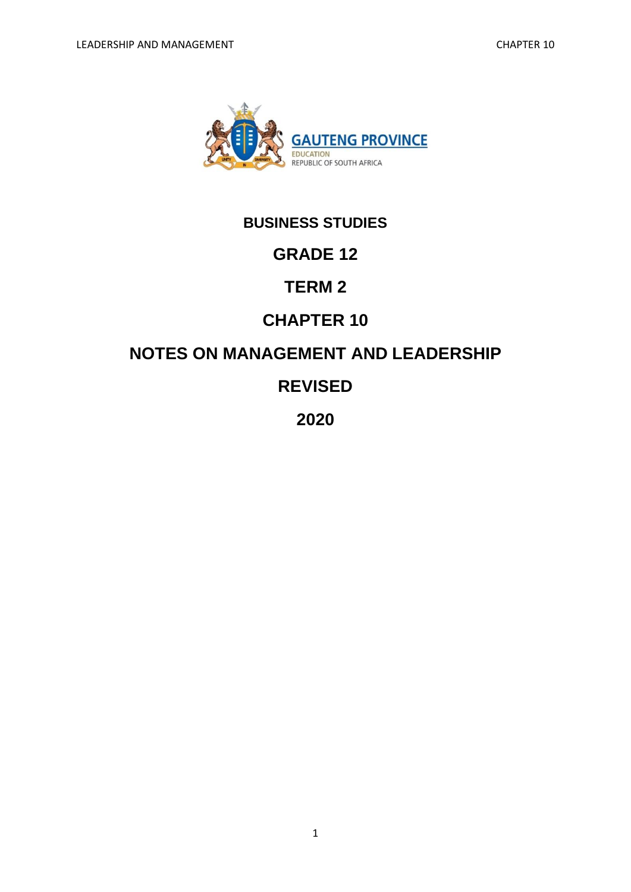GAUTENG PROVINCE

EDUCATION

REPUBLIC OF SOUTH AFRICA

# BUSINESS STUDIES

# GRADE 12

# TERM 2

# CHAPTER 10

# NOTES ON MANAGEMENT AND LEADERSHIP

# REVISED

# 2020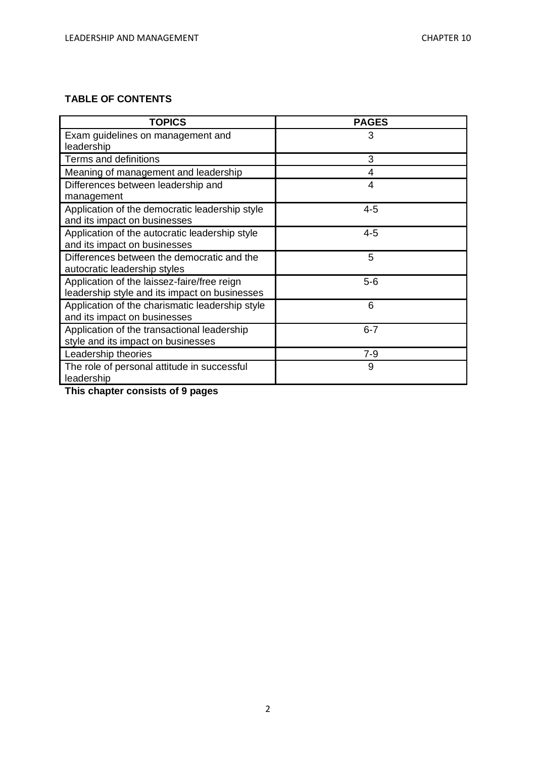**TABLE OF CONTENTS**

| TOPICS | PAGES |
|---|---|
| Exam guidelines on management and leadership | 3 |
| Terms and definitions | 3 |
| Meaning of management and leadership | 4 |
| Differences between leadership and management | 4 |
| Application of the democratic leadership style and its impact on businesses | 4-5 |
| Application of the autocratic leadership style and its impact on businesses | 4-5 |
| Differences between the democratic and the autocratic leadership styles | 5 |
| Application of the laissez-faire/free reign leadership style and its impact on businesses | 5-6 |
| Application of the charismatic leadership style and its impact on businesses | 6 |
| Application of the transactional leadership style and its impact on businesses | 6-7 |
| Leadership theories | 7-9 |
| The role of personal attitude in successful leadership | 9 |

**This chapter consists of 9 pages**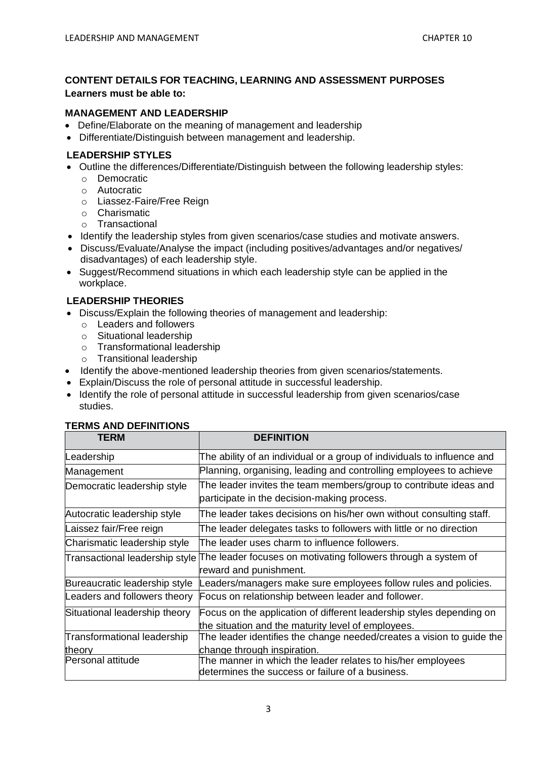## CONTENT DETAILS FOR TEACHING, LEARNING AND ASSESSMENT PURPOSES

**Learners must be able to:**

### MANAGEMENT AND LEADERSHIP

- Define/Elaborate on the meaning of management and leadership
- Differentiate/Distinguish between management and leadership.

### LEADERSHIP STYLES

- Outline the differences/Differentiate/Distinguish between the following leadership styles:
  - Democratic
  - Autocratic
  - Liassez-Faire/Free Reign
  - Charismatic
  - Transactional
- Identify the leadership styles from given scenarios/case studies and motivate answers.
- Discuss/Evaluate/Analyse the impact (including positives/advantages and/or negatives/ disadvantages) of each leadership style.
- Suggest/Recommend situations in which each leadership style can be applied in the workplace.

### LEADERSHIP THEORIES

- Discuss/Explain the following theories of management and leadership:
  - Leaders and followers
  - Situational leadership
  - Transformational leadership
  - Transitional leadership
- Identify the above-mentioned leadership theories from given scenarios/statements.
- Explain/Discuss the role of personal attitude in successful leadership.
- Identify the role of personal attitude in successful leadership from given scenarios/case studies.

### TERMS AND DEFINITIONS

| TERM | DEFINITION |
|---|---|
| Leadership | The ability of an individual or a group of individuals to influence and |
| Management | Planning, organising, leading and controlling employees to achieve |
| Democratic leadership style | The leader invites the team members/group to contribute ideas and participate in the decision-making process. |
| Autocratic leadership style | The leader takes decisions on his/her own without consulting staff. |
| Laissez fair/Free reign | The leader delegates tasks to followers with little or no direction |
| Charismatic leadership style | The leader uses charm to influence followers. |
| Transactional leadership style | The leader focuses on motivating followers through a system of reward and punishment. |
| Bureaucratic leadership style | Leaders/managers make sure employees follow rules and policies. |
| Leaders and followers theory | Focus on relationship between leader and follower. |
| Situational leadership theory | Focus on the application of different leadership styles depending on the situation and the maturity level of employees. |
| Transformational leadership theory | The leader identifies the change needed/creates a vision to guide the change through inspiration. |
| Personal attitude | The manner in which the leader relates to his/her employees determines the success or failure of a business. |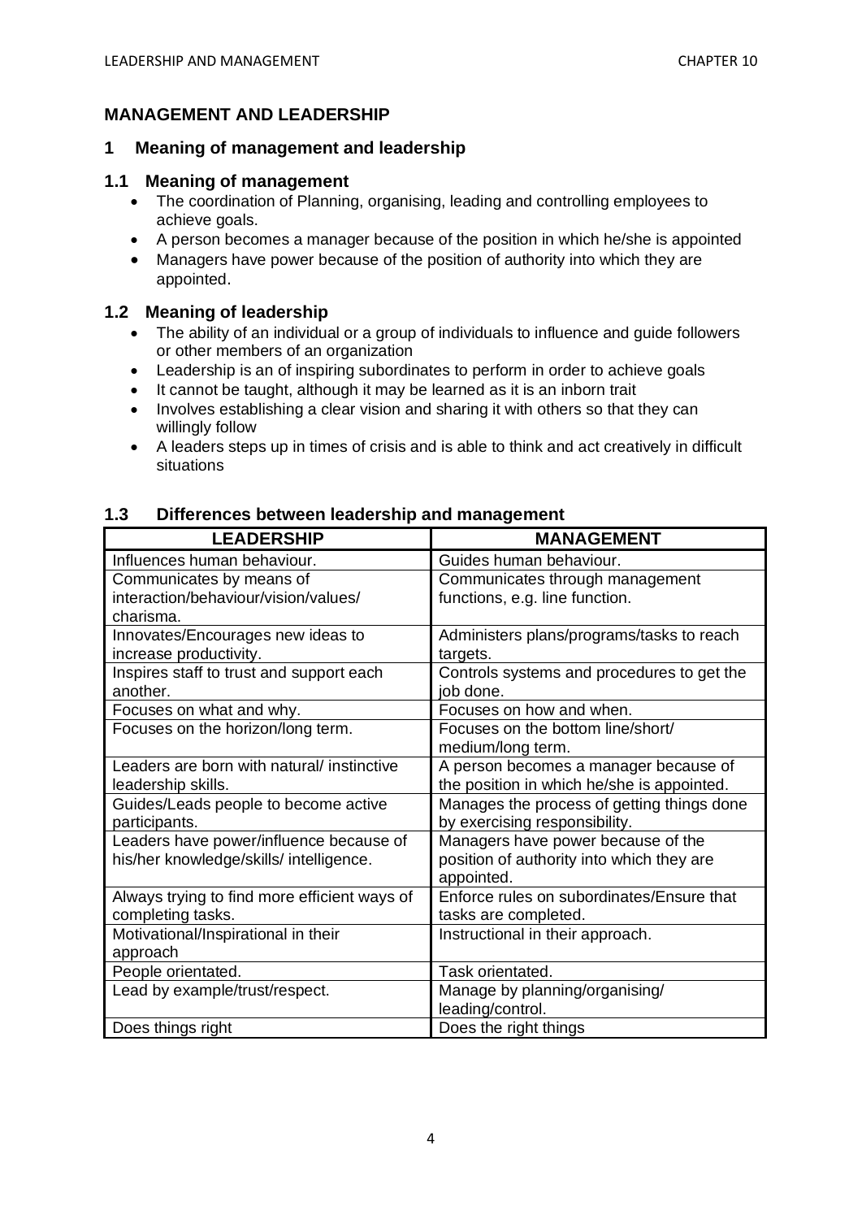## MANAGEMENT AND LEADERSHIP

### 1 Meaning of management and leadership

### 1.1 Meaning of management

- The coordination of Planning, organising, leading and controlling employees to achieve goals.
- A person becomes a manager because of the position in which he/she is appointed
- Managers have power because of the position of authority into which they are appointed.

### 1.2 Meaning of leadership

- The ability of an individual or a group of individuals to influence and guide followers or other members of an organization
- Leadership is an of inspiring subordinates to perform in order to achieve goals
- It cannot be taught, although it may be learned as it is an inborn trait
- Involves establishing a clear vision and sharing it with others so that they can willingly follow
- A leaders steps up in times of crisis and is able to think and act creatively in difficult situations

### 1.3 Differences between leadership and management

| LEADERSHIP | MANAGEMENT |
|---|---|
| Influences human behaviour. | Guides human behaviour. |
| Communicates by means of interaction/behaviour/vision/values/ charisma. | Communicates through management functions, e.g. line function. |
| Innovates/Encourages new ideas to increase productivity. | Administers plans/programs/tasks to reach targets. |
| Inspires staff to trust and support each another. | Controls systems and procedures to get the job done. |
| Focuses on what and why. | Focuses on how and when. |
| Focuses on the horizon/long term. | Focuses on the bottom line/short/ medium/long term. |
| Leaders are born with natural/ instinctive leadership skills. | A person becomes a manager because of the position in which he/she is appointed. |
| Guides/Leads people to become active participants. | Manages the process of getting things done by exercising responsibility. |
| Leaders have power/influence because of his/her knowledge/skills/ intelligence. | Managers have power because of the position of authority into which they are appointed. |
| Always trying to find more efficient ways of completing tasks. | Enforce rules on subordinates/Ensure that tasks are completed. |
| Motivational/Inspirational in their approach | Instructional in their approach. |
| People orientated. | Task orientated. |
| Lead by example/trust/respect. | Manage by planning/organising/ leading/control. |
| Does things right | Does the right things |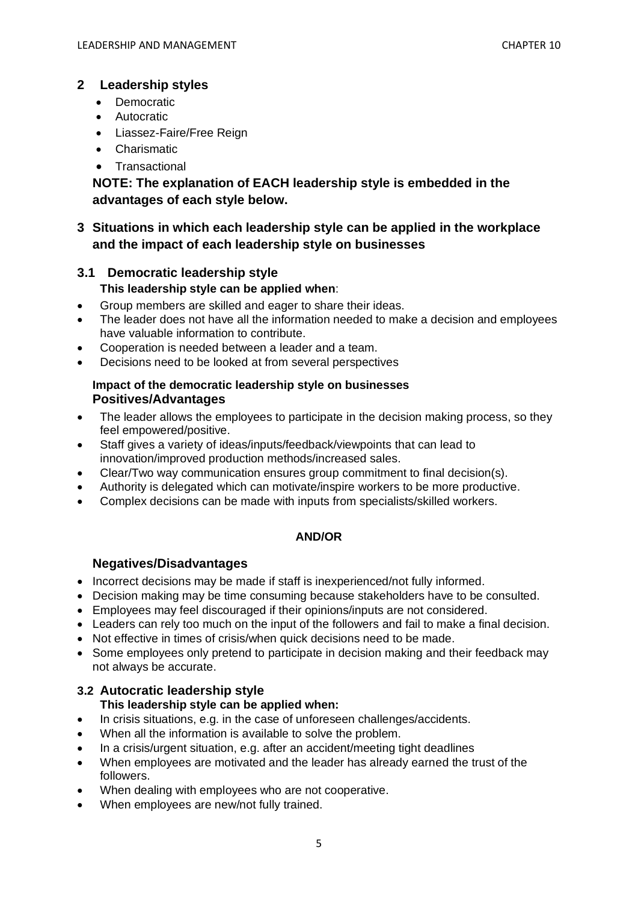## 2 Leadership styles

- Democratic
- Autocratic
- Liassez-Faire/Free Reign
- Charismatic
- Transactional

**NOTE: The explanation of EACH leadership style is embedded in the advantages of each style below.**

## 3 Situations in which each leadership style can be applied in the workplace and the impact of each leadership style on businesses

### 3.1 Democratic leadership style

**This leadership style can be applied when**:

- Group members are skilled and eager to share their ideas.
- The leader does not have all the information needed to make a decision and employees have valuable information to contribute.
- Cooperation is needed between a leader and a team.
- Decisions need to be looked at from several perspectives

**Impact of the democratic leadership style on businesses**

**Positives/Advantages**

- The leader allows the employees to participate in the decision making process, so they feel empowered/positive.
- Staff gives a variety of ideas/inputs/feedback/viewpoints that can lead to innovation/improved production methods/increased sales.
- Clear/Two way communication ensures group commitment to final decision(s).
- Authority is delegated which can motivate/inspire workers to be more productive.
- Complex decisions can be made with inputs from specialists/skilled workers.

**AND/OR**

**Negatives/Disadvantages**

- Incorrect decisions may be made if staff is inexperienced/not fully informed.
- Decision making may be time consuming because stakeholders have to be consulted.
- Employees may feel discouraged if their opinions/inputs are not considered.
- Leaders can rely too much on the input of the followers and fail to make a final decision.
- Not effective in times of crisis/when quick decisions need to be made.
- Some employees only pretend to participate in decision making and their feedback may not always be accurate.

### 3.2 Autocratic leadership style

**This leadership style can be applied when:**

- In crisis situations, e.g. in the case of unforeseen challenges/accidents.
- When all the information is available to solve the problem.
- In a crisis/urgent situation, e.g. after an accident/meeting tight deadlines
- When employees are motivated and the leader has already earned the trust of the followers.
- When dealing with employees who are not cooperative.
- When employees are new/not fully trained.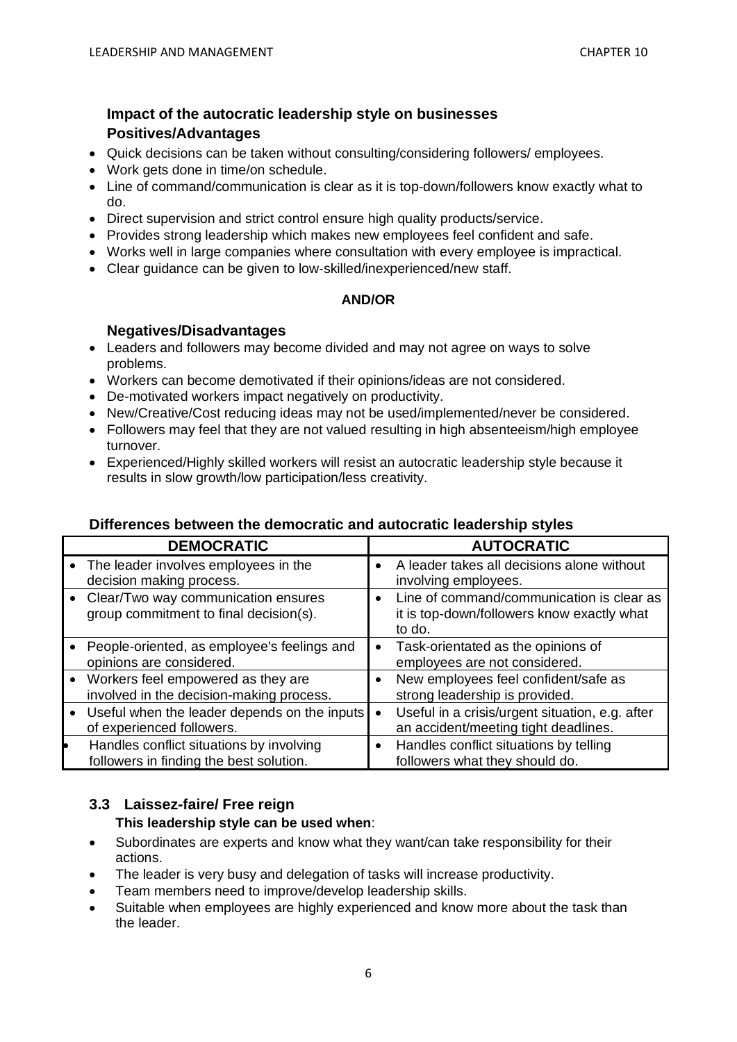### Impact of the autocratic leadership style on businesses

### Positives/Advantages

- Quick decisions can be taken without consulting/considering followers/ employees.
- Work gets done in time/on schedule.
- Line of command/communication is clear as it is top-down/followers know exactly what to do.
- Direct supervision and strict control ensure high quality products/service.
- Provides strong leadership which makes new employees feel confident and safe.
- Works well in large companies where consultation with every employee is impractical.
- Clear guidance can be given to low-skilled/inexperienced/new staff.

**AND/OR**

### Negatives/Disadvantages

- Leaders and followers may become divided and may not agree on ways to solve problems.
- Workers can become demotivated if their opinions/ideas are not considered.
- De-motivated workers impact negatively on productivity.
- New/Creative/Cost reducing ideas may not be used/implemented/never be considered.
- Followers may feel that they are not valued resulting in high absenteeism/high employee turnover.
- Experienced/Highly skilled workers will resist an autocratic leadership style because it results in slow growth/low participation/less creativity.

### Differences between the democratic and autocratic leadership styles

| DEMOCRATIC | AUTOCRATIC |
|---|---|
| • The leader involves employees in the decision making process. | • A leader takes all decisions alone without involving employees. |
| • Clear/Two way communication ensures group commitment to final decision(s). | • Line of command/communication is clear as it is top-down/followers know exactly what to do. |
| • People-oriented, as employee's feelings and opinions are considered. | • Task-orientated as the opinions of employees are not considered. |
| • Workers feel empowered as they are involved in the decision-making process. | • New employees feel confident/safe as strong leadership is provided. |
| • Useful when the leader depends on the inputs of experienced followers. | • Useful in a crisis/urgent situation, e.g. after an accident/meeting tight deadlines. |
| • Handles conflict situations by involving followers in finding the best solution. | • Handles conflict situations by telling followers what they should do. |

## 3.3 Laissez-faire/ Free reign

**This leadership style can be used when**:

- Subordinates are experts and know what they want/can take responsibility for their actions.
- The leader is very busy and delegation of tasks will increase productivity.
- Team members need to improve/develop leadership skills.
- Suitable when employees are highly experienced and know more about the task than the leader.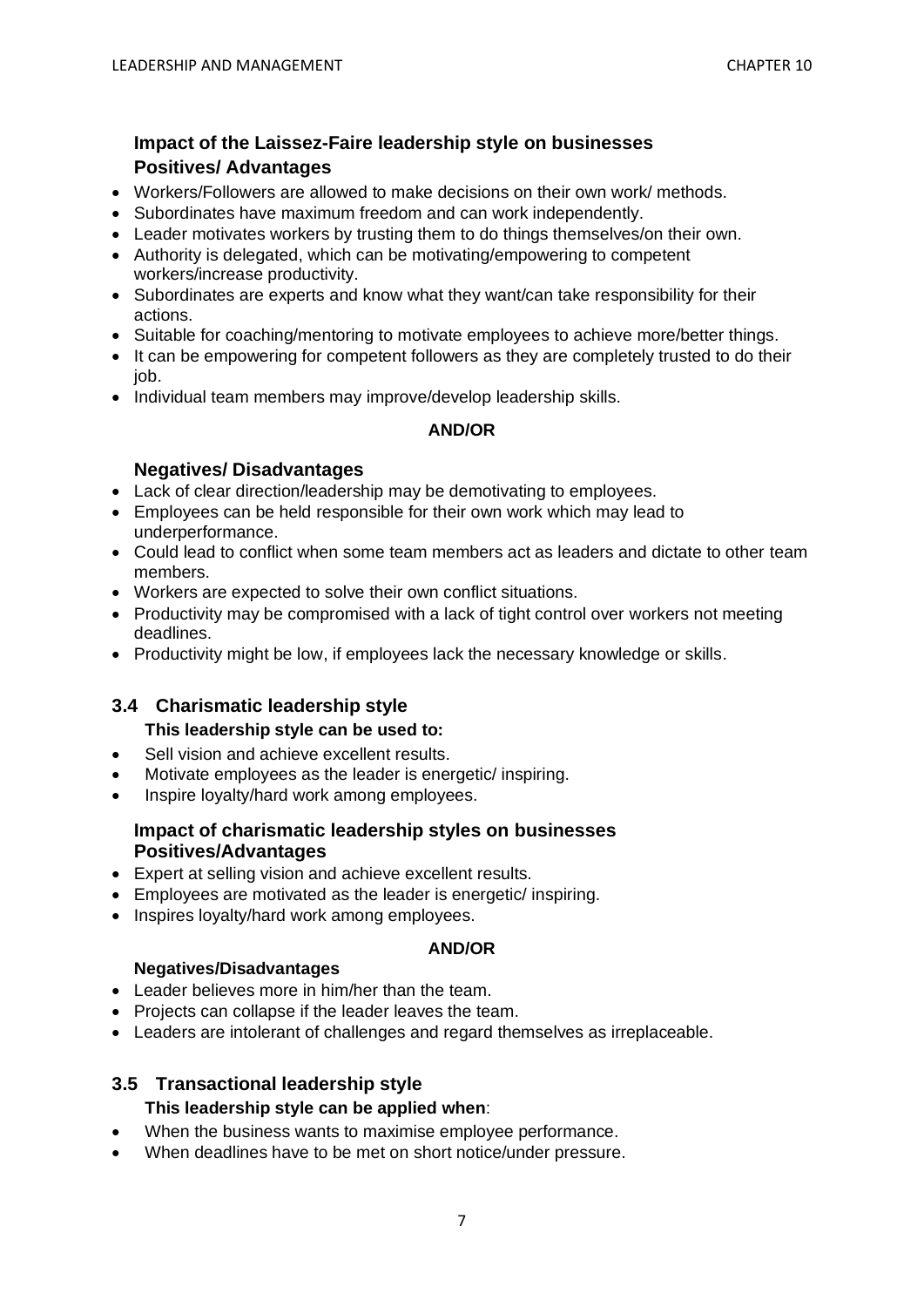### Impact of the Laissez-Faire leadership style on businesses

**Positives/ Advantages**

- Workers/Followers are allowed to make decisions on their own work/ methods.
- Subordinates have maximum freedom and can work independently.
- Leader motivates workers by trusting them to do things themselves/on their own.
- Authority is delegated, which can be motivating/empowering to competent workers/increase productivity.
- Subordinates are experts and know what they want/can take responsibility for their actions.
- Suitable for coaching/mentoring to motivate employees to achieve more/better things.
- It can be empowering for competent followers as they are completely trusted to do their job.
- Individual team members may improve/develop leadership skills.

**AND/OR**

**Negatives/ Disadvantages**

- Lack of clear direction/leadership may be demotivating to employees.
- Employees can be held responsible for their own work which may lead to underperformance.
- Could lead to conflict when some team members act as leaders and dictate to other team members.
- Workers are expected to solve their own conflict situations.
- Productivity may be compromised with a lack of tight control over workers not meeting deadlines.
- Productivity might be low, if employees lack the necessary knowledge or skills.

## 3.4 Charismatic leadership style

**This leadership style can be used to:**

- Sell vision and achieve excellent results.
- Motivate employees as the leader is energetic/ inspiring.
- Inspire loyalty/hard work among employees.

### Impact of charismatic leadership styles on businesses

**Positives/Advantages**

- Expert at selling vision and achieve excellent results.
- Employees are motivated as the leader is energetic/ inspiring.
- Inspires loyalty/hard work among employees.

**AND/OR**

**Negatives/Disadvantages**

- Leader believes more in him/her than the team.
- Projects can collapse if the leader leaves the team.
- Leaders are intolerant of challenges and regard themselves as irreplaceable.

## 3.5 Transactional leadership style

**This leadership style can be applied when**:

- When the business wants to maximise employee performance.
- When deadlines have to be met on short notice/under pressure.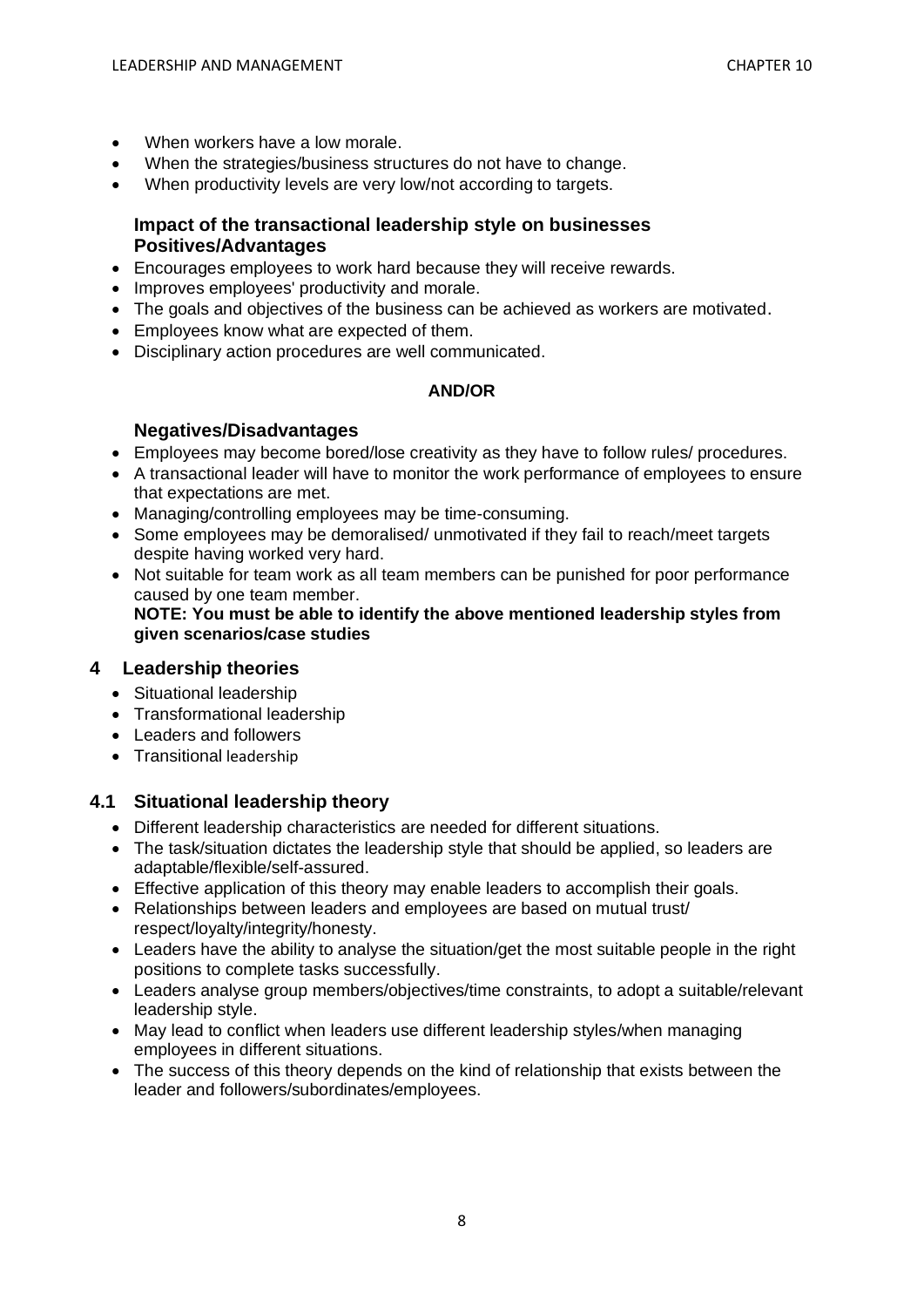- When workers have a low morale.
- When the strategies/business structures do not have to change.
- When productivity levels are very low/not according to targets.

### Impact of the transactional leadership style on businesses
### Positives/Advantages

- Encourages employees to work hard because they will receive rewards.
- Improves employees' productivity and morale.
- The goals and objectives of the business can be achieved as workers are motivated.
- Employees know what are expected of them.
- Disciplinary action procedures are well communicated.

**AND/OR**

### Negatives/Disadvantages

- Employees may become bored/lose creativity as they have to follow rules/ procedures.
- A transactional leader will have to monitor the work performance of employees to ensure that expectations are met.
- Managing/controlling employees may be time-consuming.
- Some employees may be demoralised/ unmotivated if they fail to reach/meet targets despite having worked very hard.
- Not suitable for team work as all team members can be punished for poor performance caused by one team member.

**NOTE: You must be able to identify the above mentioned leadership styles from given scenarios/case studies**

## 4 Leadership theories

- Situational leadership
- Transformational leadership
- Leaders and followers
- Transitional leadership

## 4.1 Situational leadership theory

- Different leadership characteristics are needed for different situations.
- The task/situation dictates the leadership style that should be applied, so leaders are adaptable/flexible/self-assured.
- Effective application of this theory may enable leaders to accomplish their goals.
- Relationships between leaders and employees are based on mutual trust/ respect/loyalty/integrity/honesty.
- Leaders have the ability to analyse the situation/get the most suitable people in the right positions to complete tasks successfully.
- Leaders analyse group members/objectives/time constraints, to adopt a suitable/relevant leadership style.
- May lead to conflict when leaders use different leadership styles/when managing employees in different situations.
- The success of this theory depends on the kind of relationship that exists between the leader and followers/subordinates/employees.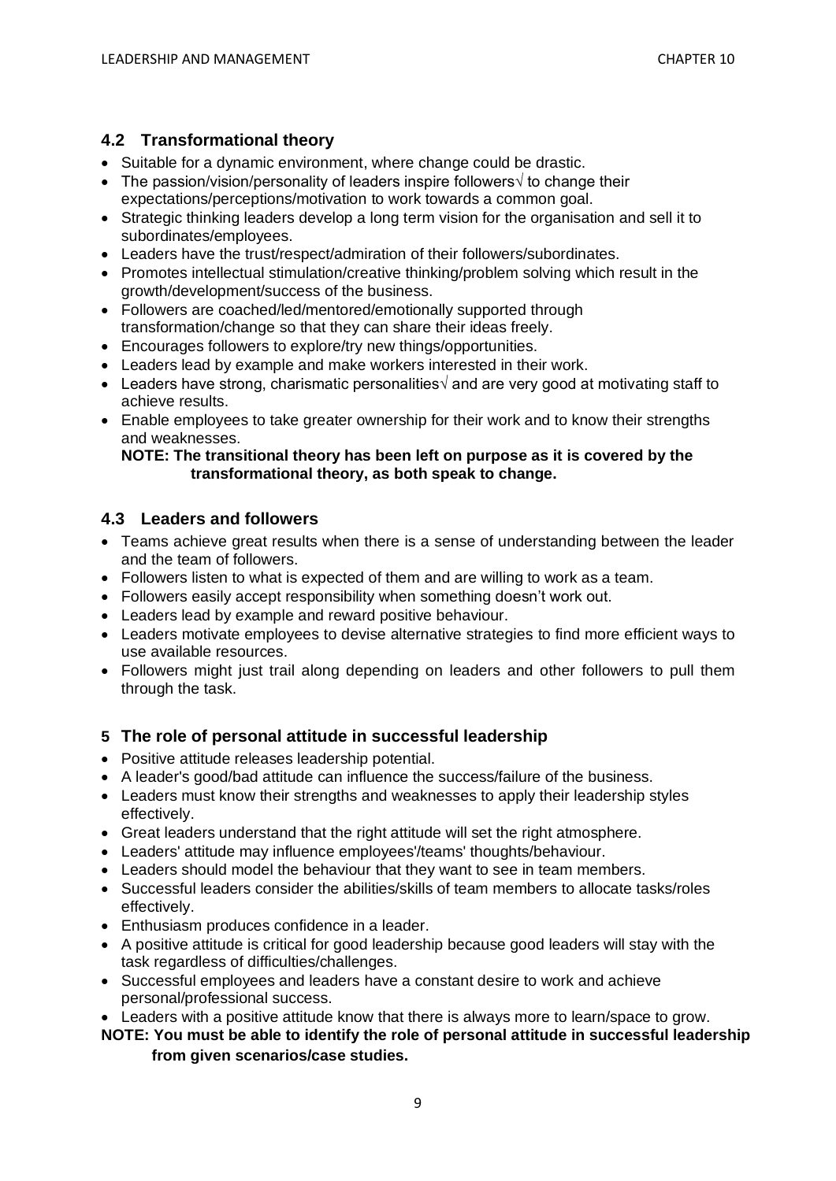## 4.2 Transformational theory

- Suitable for a dynamic environment, where change could be drastic.
- The passion/vision/personality of leaders inspire followers√ to change their expectations/perceptions/motivation to work towards a common goal.
- Strategic thinking leaders develop a long term vision for the organisation and sell it to subordinates/employees.
- Leaders have the trust/respect/admiration of their followers/subordinates.
- Promotes intellectual stimulation/creative thinking/problem solving which result in the growth/development/success of the business.
- Followers are coached/led/mentored/emotionally supported through transformation/change so that they can share their ideas freely.
- Encourages followers to explore/try new things/opportunities.
- Leaders lead by example and make workers interested in their work.
- Leaders have strong, charismatic personalities√ and are very good at motivating staff to achieve results.
- Enable employees to take greater ownership for their work and to know their strengths and weaknesses.

**NOTE: The transitional theory has been left on purpose as it is covered by the transformational theory, as both speak to change.**

## 4.3 Leaders and followers

- Teams achieve great results when there is a sense of understanding between the leader and the team of followers.
- Followers listen to what is expected of them and are willing to work as a team.
- Followers easily accept responsibility when something doesn't work out.
- Leaders lead by example and reward positive behaviour.
- Leaders motivate employees to devise alternative strategies to find more efficient ways to use available resources.
- Followers might just trail along depending on leaders and other followers to pull them through the task.

## 5 The role of personal attitude in successful leadership

- Positive attitude releases leadership potential.
- A leader's good/bad attitude can influence the success/failure of the business.
- Leaders must know their strengths and weaknesses to apply their leadership styles effectively.
- Great leaders understand that the right attitude will set the right atmosphere.
- Leaders' attitude may influence employees'/teams' thoughts/behaviour.
- Leaders should model the behaviour that they want to see in team members.
- Successful leaders consider the abilities/skills of team members to allocate tasks/roles effectively.
- Enthusiasm produces confidence in a leader.
- A positive attitude is critical for good leadership because good leaders will stay with the task regardless of difficulties/challenges.
- Successful employees and leaders have a constant desire to work and achieve personal/professional success.
- Leaders with a positive attitude know that there is always more to learn/space to grow.

**NOTE: You must be able to identify the role of personal attitude in successful leadership from given scenarios/case studies.**